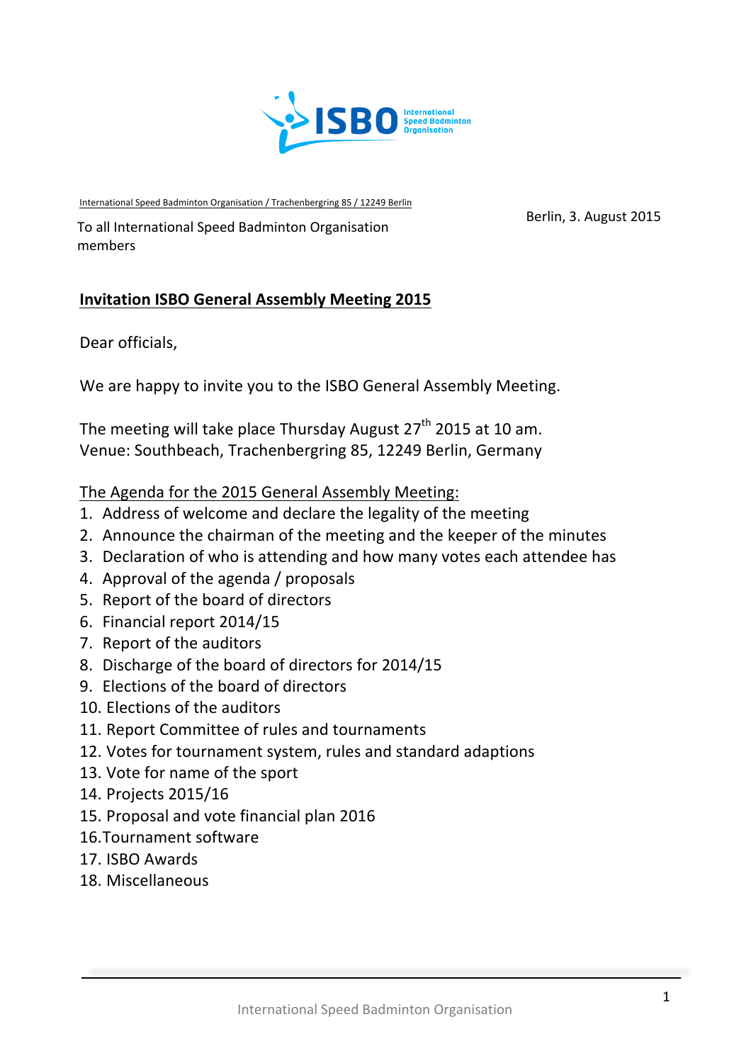International Speed Badminton Organisation / Trachenbergring 85 / 12249 Berlin

To all International Speed Badminton Organisation members

Berlin, 3. August 2015

## Invitation ISBO General Assembly Meeting 2015

Dear officials,

We are happy to invite you to the ISBO General Assembly Meeting.

The meeting will take place Thursday August 27th 2015 at 10 am.
Venue: Southbeach, Trachenbergring 85, 12249 Berlin, Germany

The Agenda for the 2015 General Assembly Meeting:

1. Address of welcome and declare the legality of the meeting
2. Announce the chairman of the meeting and the keeper of the minutes
3. Declaration of who is attending and how many votes each attendee has
4. Approval of the agenda / proposals
5. Report of the board of directors
6. Financial report 2014/15
7. Report of the auditors
8. Discharge of the board of directors for 2014/15
9. Elections of the board of directors
10. Elections of the auditors
11. Report Committee of rules and tournaments
12. Votes for tournament system, rules and standard adaptions
13. Vote for name of the sport
14. Projects 2015/16
15. Proposal and vote financial plan 2016
16. Tournament software
17. ISBO Awards
18. Miscellaneous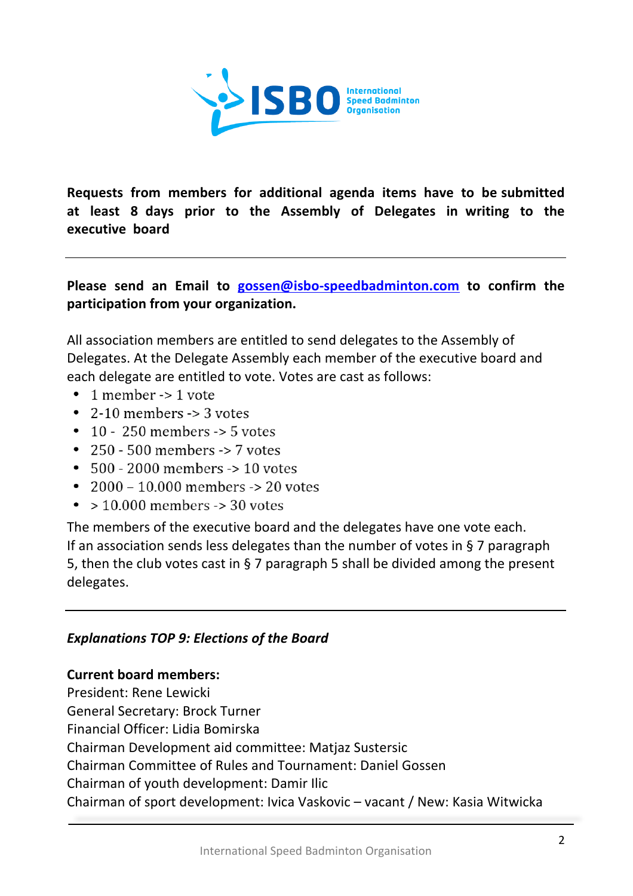**Requests from members for additional agenda items have to be submitted at least 8 days prior to the Assembly of Delegates in writing to the executive board**

---

**Please send an Email to [gossen@isbo-speedbadminton.com](mailto:gossen@isbo-speedbadminton.com) to confirm the participation from your organization.**

All association members are entitled to send delegates to the Assembly of Delegates. At the Delegate Assembly each member of the executive board and each delegate are entitled to vote. Votes are cast as follows:

- 1 member -> 1 vote
- 2-10 members -> 3 votes
- 10 - 250 members -> 5 votes
- 250 - 500 members -> 7 votes
- 500 - 2000 members -> 10 votes
- 2000 – 10.000 members -> 20 votes
- > 10.000 members -> 30 votes

The members of the executive board and the delegates have one vote each.
If an association sends less delegates than the number of votes in § 7 paragraph 5, then the club votes cast in § 7 paragraph 5 shall be divided among the present delegates.

---

***Explanations TOP 9: Elections of the Board***

**Current board members:**
President: Rene Lewicki
General Secretary: Brock Turner
Financial Officer: Lidia Bomirska
Chairman Development aid committee: Matjaz Sustersic
Chairman Committee of Rules and Tournament: Daniel Gossen
Chairman of youth development: Damir Ilic
Chairman of sport development: Ivica Vaskovic – vacant / New: Kasia Witwicka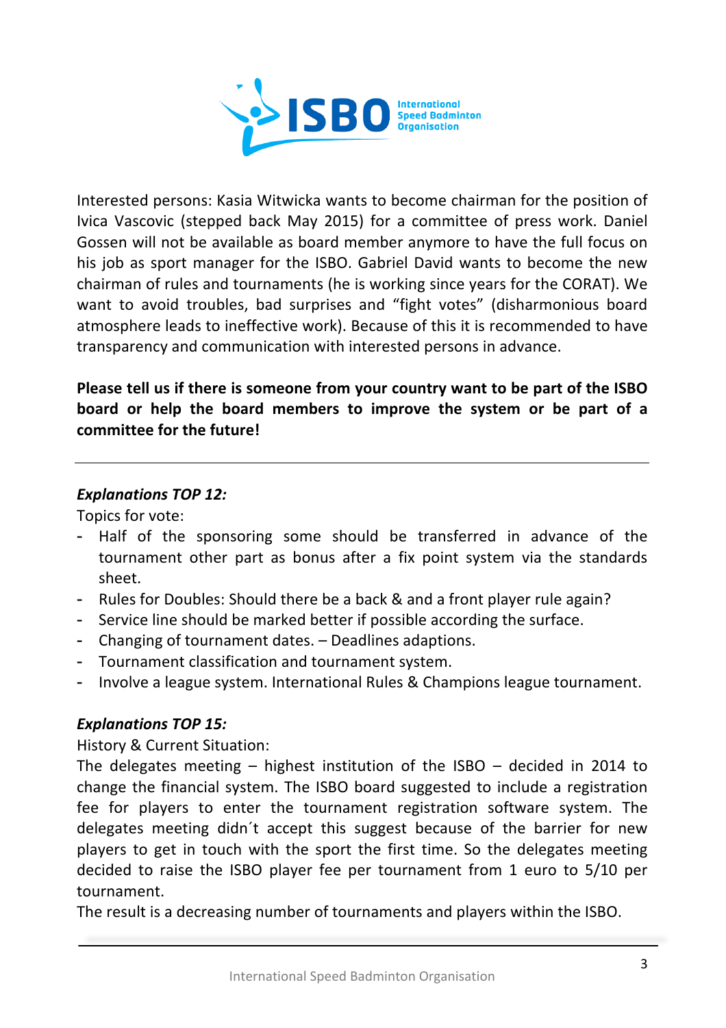Interested persons: Kasia Witwicka wants to become chairman for the position of Ivica Vascovic (stepped back May 2015) for a committee of press work. Daniel Gossen will not be available as board member anymore to have the full focus on his job as sport manager for the ISBO. Gabriel David wants to become the new chairman of rules and tournaments (he is working since years for the CORAT). We want to avoid troubles, bad surprises and "fight votes" (disharmonious board atmosphere leads to ineffective work). Because of this it is recommended to have transparency and communication with interested persons in advance.

**Please tell us if there is someone from your country want to be part of the ISBO board or help the board members to improve the system or be part of a committee for the future!**

---

***Explanations TOP 12:***

Topics for vote:

- Half of the sponsoring some should be transferred in advance of the tournament other part as bonus after a fix point system via the standards sheet.
- Rules for Doubles: Should there be a back & and a front player rule again?
- Service line should be marked better if possible according the surface.
- Changing of tournament dates. – Deadlines adaptions.
- Tournament classification and tournament system.
- Involve a league system. International Rules & Champions league tournament.

***Explanations TOP 15:***

History & Current Situation:

The delegates meeting – highest institution of the ISBO – decided in 2014 to change the financial system. The ISBO board suggested to include a registration fee for players to enter the tournament registration software system. The delegates meeting didn´t accept this suggest because of the barrier for new players to get in touch with the sport the first time. So the delegates meeting decided to raise the ISBO player fee per tournament from 1 euro to 5/10 per tournament.

The result is a decreasing number of tournaments and players within the ISBO.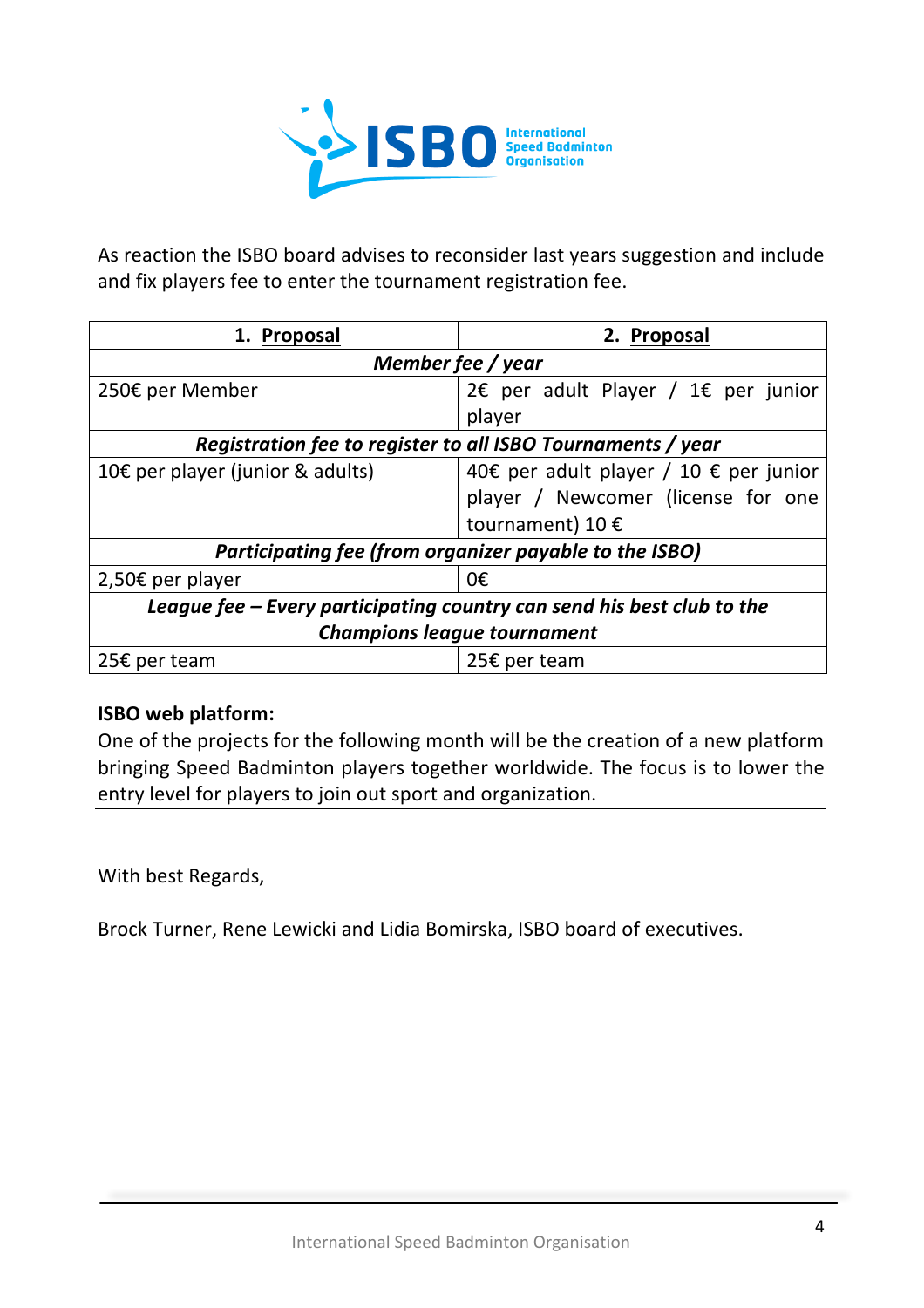As reaction the ISBO board advises to reconsider last years suggestion and include and fix players fee to enter the tournament registration fee.

| 1. **Proposal** | 2. **Proposal** |
|---|---|
| ***Member fee / year*** | |
| 250€ per Member | 2€ per adult Player / 1€ per junior player |
| ***Registration fee to register to all ISBO Tournaments / year*** | |
| 10€ per player (junior & adults) | 40€ per adult player / 10 € per junior player / Newcomer (license for one tournament) 10 € |
| ***Participating fee (from organizer payable to the ISBO)*** | |
| 2,50€ per player | 0€ |
| ***League fee – Every participating country can send his best club to the Champions league tournament*** | |
| 25€ per team | 25€ per team |

**ISBO web platform:**
One of the projects for the following month will be the creation of a new platform bringing Speed Badminton players together worldwide. The focus is to lower the entry level for players to join out sport and organization.

With best Regards,

Brock Turner, Rene Lewicki and Lidia Bomirska, ISBO board of executives.